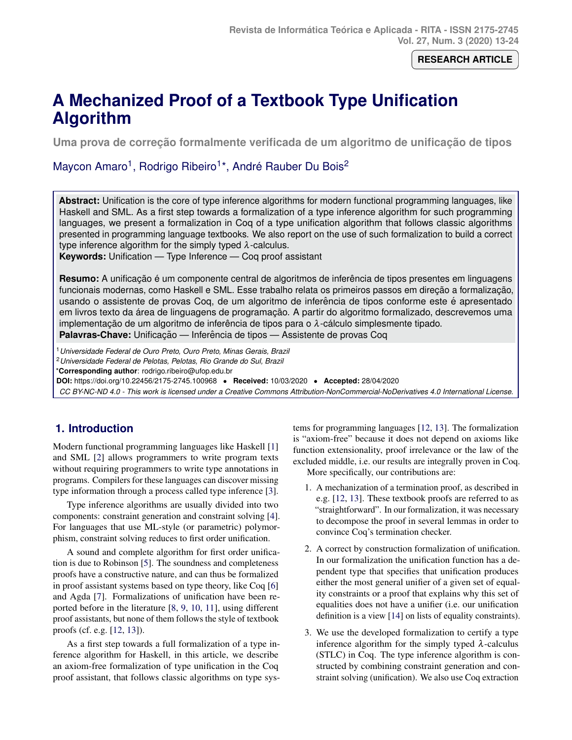RESEARCH ARTICLE

# A Mechanized Proof of a Textbook Type Unification Algorithm

**Uma prova de correção formalmente verificada de um algoritmo de unificação de tipos**

Maycon Amaro[1], Rodrigo Ribeiro[1]*, André Rauber Du Bois[2]

**Abstract:** Unification is the core of type inference algorithms for modern functional programming languages, like Haskell and SML. As a first step towards a formalization of a type inference algorithm for such programming languages, we present a formalization in Coq of a type unification algorithm that follows classic algorithms presented in programming language textbooks. We also report on the use of such formalization to build a correct type inference algorithm for the simply typed $\lambda$-calculus.
**Keywords:** Unification — Type Inference — Coq proof assistant

**Resumo:** A unificação é um componente central de algoritmos de inferência de tipos presentes em linguagens funcionais modernas, como Haskell e SML. Esse trabalho relata os primeiros passos em direção a formalização, usando o assistente de provas Coq, de um algoritmo de inferência de tipos conforme este é apresentado em livros texto da área de linguagens de programação. A partir do algoritmo formalizado, descrevemos uma implementação de um algoritmo de inferência de tipos para o $\lambda$-cálculo simplesmente tipado.
**Palavras-Chave:** Unificação — Inferência de tipos — Assistente de provas Coq

[1] *Universidade Federal de Ouro Preto, Ouro Preto, Minas Gerais, Brazil*
[2] *Universidade Federal de Pelotas, Pelotas, Rio Grande do Sul, Brazil*
***Corresponding author**: rodrigo.ribeiro@ufop.edu.br
**DOI:** https://doi.org/10.22456/2175-2745.100968 • **Received:** 10/03/2020 • **Accepted:** 28/04/2020
*CC BY-NC-ND 4.0 - This work is licensed under a Creative Commons Attribution-NonCommercial-NoDerivatives 4.0 International License.*

## 1. Introduction

Modern functional programming languages like Haskell [1] and SML [2] allows programmers to write program texts without requiring programmers to write type annotations in programs. Compilers for these languages can discover missing type information through a process called type inference [3].

Type inference algorithms are usually divided into two components: constraint generation and constraint solving [4]. For languages that use ML-style (or parametric) polymorphism, constraint solving reduces to first order unification.

A sound and complete algorithm for first order unification is due to Robinson [5]. The soundness and completeness proofs have a constructive nature, and can thus be formalized in proof assistant systems based on type theory, like Coq [6] and Agda [7]. Formalizations of unification have been reported before in the literature [8, 9, 10, 11], using different proof assistants, but none of them follows the style of textbook proofs (cf. e.g. [12, 13]).

As a first step towards a full formalization of a type inference algorithm for Haskell, in this article, we describe an axiom-free formalization of type unification in the Coq proof assistant, that follows classic algorithms on type systems for programming languages [12, 13]. The formalization is "axiom-free" because it does not depend on axioms like function extensionality, proof irrelevance or the law of the excluded middle, i.e. our results are integrally proven in Coq.

More specifically, our contributions are:

1. A mechanization of a termination proof, as described in e.g. [12, 13]. These textbook proofs are referred to as "straightforward". In our formalization, it was necessary to decompose the proof in several lemmas in order to convince Coq's termination checker.

2. A correct by construction formalization of unification. In our formalization the unification function has a dependent type that specifies that unification produces either the most general unifier of a given set of equality constraints or a proof that explains why this set of equalities does not have a unifier (i.e. our unification definition is a view [14] on lists of equality constraints).

3. We use the developed formalization to certify a type inference algorithm for the simply typed $\lambda$-calculus (STLC) in Coq. The type inference algorithm is constructed by combining constraint generation and constraint solving (unification). We also use Coq extraction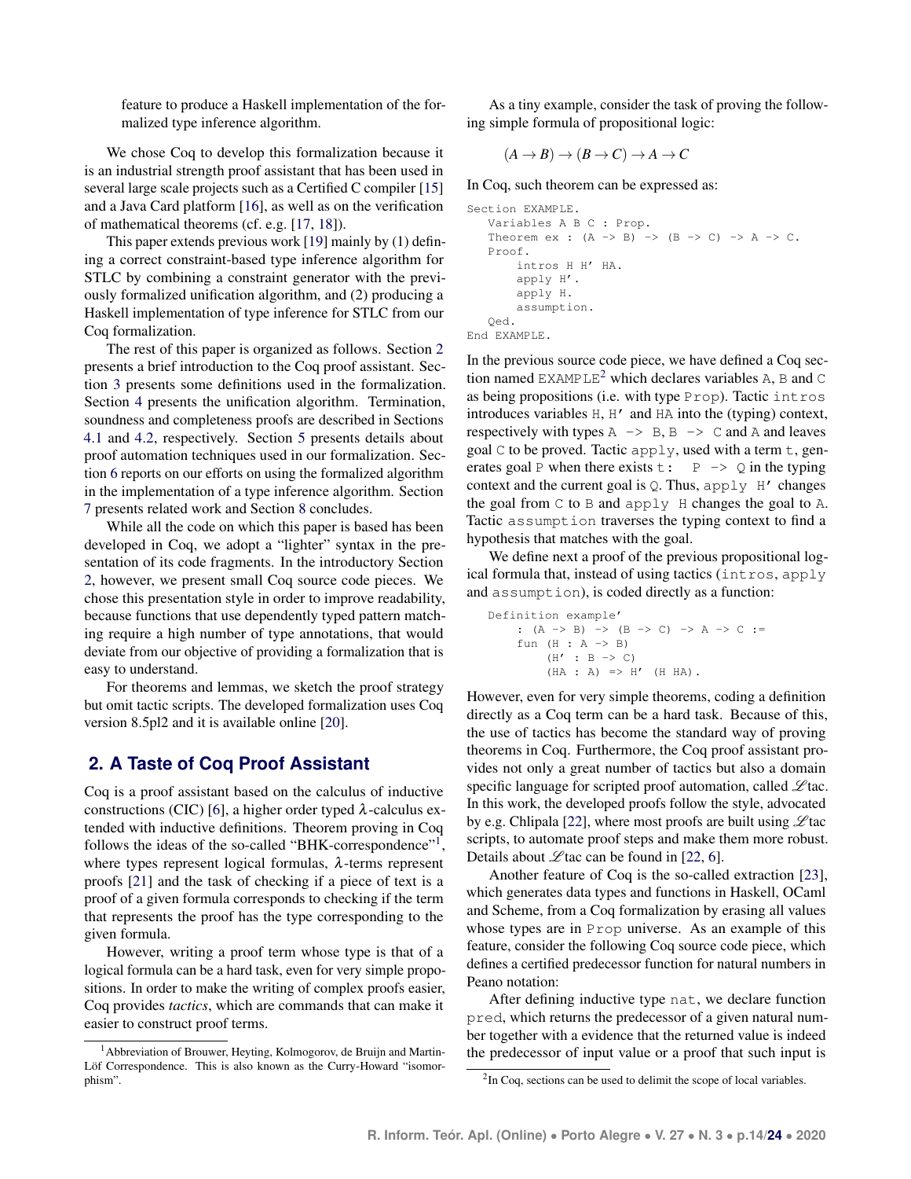feature to produce a Haskell implementation of the formalized type inference algorithm.

We chose Coq to develop this formalization because it is an industrial strength proof assistant that has been used in several large scale projects such as a Certified C compiler [15] and a Java Card platform [16], as well as on the verification of mathematical theorems (cf. e.g. [17, 18]).

This paper extends previous work [19] mainly by (1) defining a correct constraint-based type inference algorithm for STLC by combining a constraint generator with the previously formalized unification algorithm, and (2) producing a Haskell implementation of type inference for STLC from our Coq formalization.

The rest of this paper is organized as follows. Section 2 presents a brief introduction to the Coq proof assistant. Section 3 presents some definitions used in the formalization. Section 4 presents the unification algorithm. Termination, soundness and completeness proofs are described in Sections 4.1 and 4.2, respectively. Section 5 presents details about proof automation techniques used in our formalization. Section 6 reports on our efforts on using the formalized algorithm in the implementation of a type inference algorithm. Section 7 presents related work and Section 8 concludes.

While all the code on which this paper is based has been developed in Coq, we adopt a "lighter" syntax in the presentation of its code fragments. In the introductory Section 2, however, we present small Coq source code pieces. We chose this presentation style in order to improve readability, because functions that use dependently typed pattern matching require a high number of type annotations, that would deviate from our objective of providing a formalization that is easy to understand.

For theorems and lemmas, we sketch the proof strategy but omit tactic scripts. The developed formalization uses Coq version 8.5pl2 and it is available online [20].

## 2. A Taste of Coq Proof Assistant

Coq is a proof assistant based on the calculus of inductive constructions (CIC) [6], a higher order typed $\lambda$-calculus extended with inductive definitions. Theorem proving in Coq follows the ideas of the so-called "BHK-correspondence"[1], where types represent logical formulas, $\lambda$-terms represent proofs [21] and the task of checking if a piece of text is a proof of a given formula corresponds to checking if the term that represents the proof has the type corresponding to the given formula.

However, writing a proof term whose type is that of a logical formula can be a hard task, even for very simple propositions. In order to make the writing of complex proofs easier, Coq provides *tactics*, which are commands that can make it easier to construct proof terms.

[1] Abbreviation of Brouwer, Heyting, Kolmogorov, de Bruijn and Martin-Löf Correspondence. This is also known as the Curry-Howard "isomorphism".

As a tiny example, consider the task of proving the following simple formula of propositional logic:

$$(A \to B) \to (B \to C) \to A \to C$$

In Coq, such theorem can be expressed as:

```
Section EXAMPLE.
   Variables A B C : Prop.
   Theorem ex : (A -> B) -> (B -> C) -> A -> C.
   Proof.
       intros H H' HA.
       apply H'.
       apply H.
       assumption.
   Qed.
End EXAMPLE.
```

In the previous source code piece, we have defined a Coq section named `EXAMPLE`[2] which declares variables `A`, `B` and `C` as being propositions (i.e. with type `Prop`). Tactic `intros` introduces variables `H`, `H'` and `HA` into the (typing) context, respectively with types `A -> B`, `B -> C` and `A` and leaves goal `C` to be proved. Tactic `apply`, used with a term `t`, generates goal `P` when there exists `t : P -> Q` in the typing context and the current goal is `Q`. Thus, `apply H'` changes the goal from `C` to `B` and `apply H` changes the goal to `A`. Tactic `assumption` traverses the typing context to find a hypothesis that matches with the goal.

We define next a proof of the previous propositional logical formula that, instead of using tactics (`intros`, `apply` and `assumption`), is coded directly as a function:

```
Definition example'
    : (A -> B) -> (B -> C) -> A -> C :=
    fun (H : A -> B)
        (H' : B -> C)
        (HA : A) => H' (H HA).
```

However, even for very simple theorems, coding a definition directly as a Coq term can be a hard task. Because of this, the use of tactics has become the standard way of proving theorems in Coq. Furthermore, the Coq proof assistant provides not only a great number of tactics but also a domain specific language for scripted proof automation, called $\mathscr{L}$tac. In this work, the developed proofs follow the style, advocated by e.g. Chlipala [22], where most proofs are built using $\mathscr{L}$tac scripts, to automate proof steps and make them more robust. Details about $\mathscr{L}$tac can be found in [22, 6].

Another feature of Coq is the so-called extraction [23], which generates data types and functions in Haskell, OCaml and Scheme, from a Coq formalization by erasing all values whose types are in `Prop` universe. As an example of this feature, consider the following Coq source code piece, which defines a certified predecessor function for natural numbers in Peano notation:

After defining inductive type `nat`, we declare function `pred`, which returns the predecessor of a given natural number together with a evidence that the returned value is indeed the predecessor of input value or a proof that such input is

[2] In Coq, sections can be used to delimit the scope of local variables.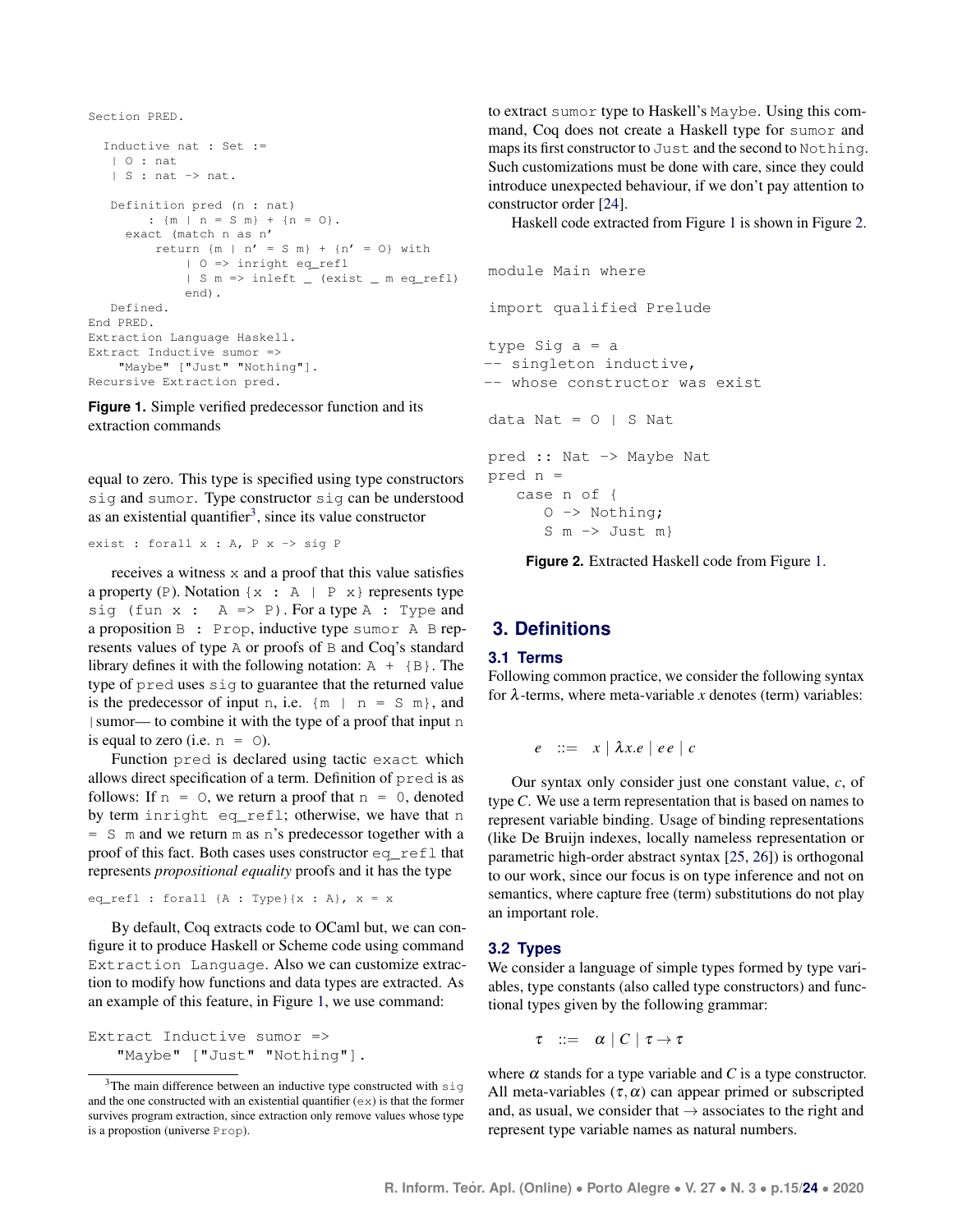```
Section PRED.

  Inductive nat : Set :=
   | O : nat
   | S : nat -> nat.

   Definition pred (n : nat)
        : {m | n = S m} + {n = O}.
     exact (match n as n'
         return {m | n' = S m} + {n' = O} with
             | O => inright eq_refl
             | S m => inleft _ (exist _ m eq_refl)
             end).
   Defined.
End PRED.
Extraction Language Haskell.
Extract Inductive sumor =>
    "Maybe" ["Just" "Nothing"].
Recursive Extraction pred.
```

**Figure 1.** Simple verified predecessor function and its extraction commands

equal to zero. This type is specified using type constructors `sig` and `sumor`. Type constructor `sig` can be understood as an existential quantifier[3], since its value constructor

```
exist : forall x : A, P x -> sig P
```

receives a witness `x` and a proof that this value satisfies a property (`P`). Notation `{x : A | P x}` represents type `sig (fun x : A => P)`. For a type `A : Type` and a proposition `B : Prop`, inductive type `sumor A B` represents values of type `A` or proofs of `B` and Coq's standard library defines it with the following notation: `A + {B}`. The type of `pred` uses `sig` to guarantee that the returned value is the predecessor of input `n`, i.e. `{m | n = S m}`, and |sumor— to combine it with the type of a proof that input `n` is equal to zero (i.e. `n = O`).

Function `pred` is declared using tactic `exact` which allows direct specification of a term. Definition of `pred` is as follows: If `n = O`, we return a proof that `n = 0`, denoted by term `inright eq_refl`; otherwise, we have that `n = S m` and we return `m` as `n`'s predecessor together with a proof of this fact. Both cases uses constructor `eq_refl` that represents *propositional equality* proofs and it has the type

```
eq_refl : forall {A : Type}{x : A}, x = x
```

By default, Coq extracts code to OCaml but, we can configure it to produce Haskell or Scheme code using command `Extraction Language`. Also we can customize extraction to modify how functions and data types are extracted. As an example of this feature, in Figure 1, we use command:

```
Extract Inductive sumor =>
    "Maybe" ["Just" "Nothing"].
```

[3] The main difference between an inductive type constructed with `sig` and the one constructed with an existential quantifier (`ex`) is that the former survives program extraction, since extraction only remove values whose type is a propostion (universe `Prop`).

to extract `sumor` type to Haskell's `Maybe`. Using this command, Coq does not create a Haskell type for `sumor` and maps its first constructor to `Just` and the second to `Nothing`. Such customizations must be done with care, since they could introduce unexpected behaviour, if we don't pay attention to constructor order [24].

Haskell code extracted from Figure 1 is shown in Figure 2.

```
module Main where

import qualified Prelude

type Sig a = a
-- singleton inductive,
-- whose constructor was exist

data Nat = O | S Nat

pred :: Nat -> Maybe Nat
pred n =
    case n of {
       O -> Nothing;
       S m -> Just m}
```

**Figure 2.** Extracted Haskell code from Figure 1.

## 3. Definitions

### 3.1 Terms

Following common practice, we consider the following syntax for $\lambda$-terms, where meta-variable $x$ denotes (term) variables:

$$e \quad ::= \quad x \mid \lambda x.e \mid e\,e \mid c$$

Our syntax only consider just one constant value, $c$, of type $C$. We use a term representation that is based on names to represent variable binding. Usage of binding representations (like De Bruijn indexes, locally nameless representation or parametric high-order abstract syntax [25, 26]) is orthogonal to our work, since our focus is on type inference and not on semantics, where capture free (term) substitutions do not play an important role.

### 3.2 Types

We consider a language of simple types formed by type variables, type constants (also called type constructors) and functional types given by the following grammar:

$$\tau \quad ::= \quad \alpha \mid C \mid \tau \rightarrow \tau$$

where $\alpha$ stands for a type variable and $C$ is a type constructor. All meta-variables $(\tau, \alpha)$ can appear primed or subscripted and, as usual, we consider that $\rightarrow$ associates to the right and represent type variable names as natural numbers.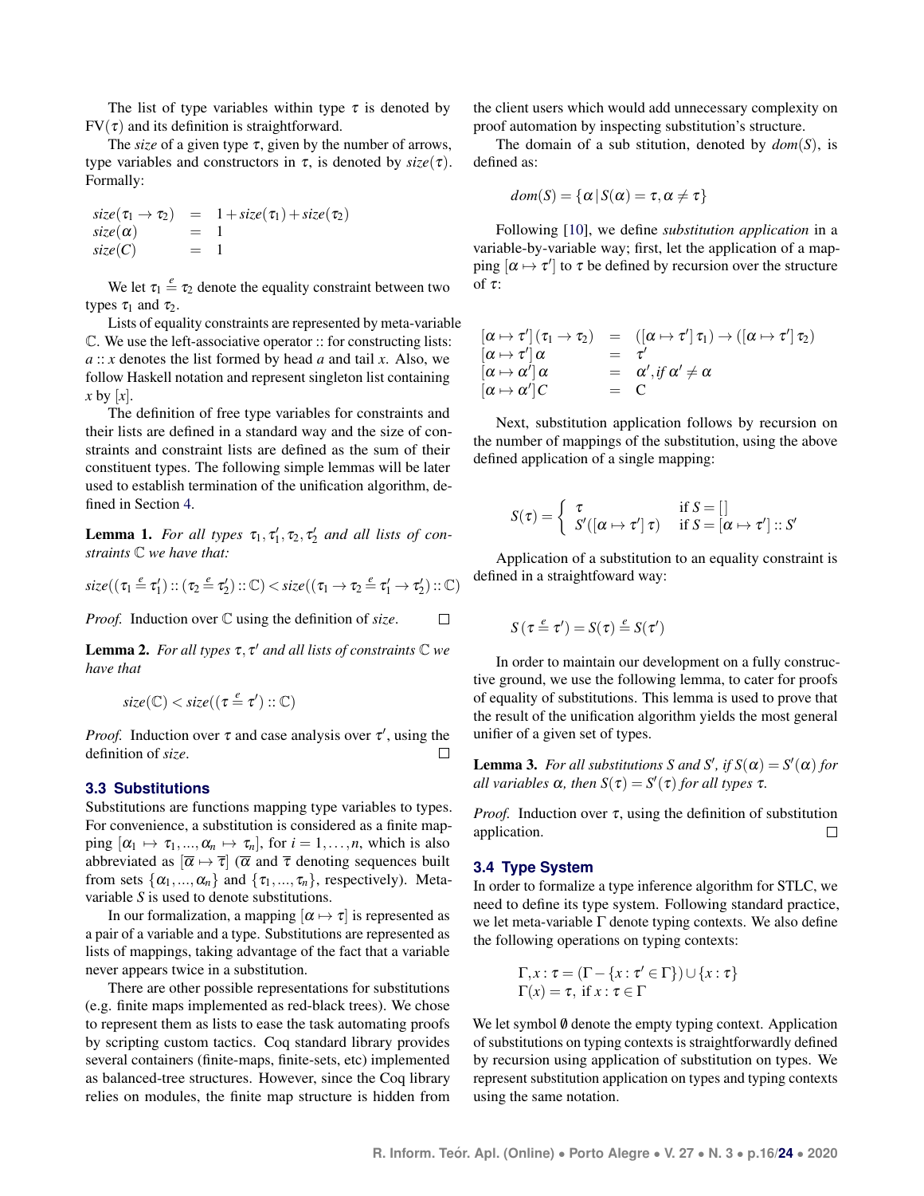The list of type variables within type $\tau$ is denoted by $\text{FV}(\tau)$ and its definition is straightforward.

The *size* of a given type $\tau$, given by the number of arrows, type variables and constructors in $\tau$, is denoted by $size(\tau)$. Formally:

$$
\begin{array}{lcl}
size(\tau_1 \rightarrow \tau_2) & = & 1 + size(\tau_1) + size(\tau_2) \\
size(\alpha) & = & 1 \\
size(C) & = & 1
\end{array}
$$

We let $\tau_1 \stackrel{e}{=} \tau_2$ denote the equality constraint between two types $\tau_1$ and $\tau_2$.

Lists of equality constraints are represented by meta-variable $\mathbb{C}$. We use the left-associative operator :: for constructing lists: $a :: x$ denotes the list formed by head $a$ and tail $x$. Also, we follow Haskell notation and represent singleton list containing $x$ by $[x]$.

The definition of free type variables for constraints and their lists are defined in a standard way and the size of constraints and constraint lists are defined as the sum of their constituent types. The following simple lemmas will be later used to establish termination of the unification algorithm, defined in Section 4.

**Lemma 1.** *For all types $\tau_1, \tau_1', \tau_2, \tau_2'$ and all lists of constraints $\mathbb{C}$ we have that:*

$$size((\tau_1 \stackrel{e}{=} \tau_1') :: (\tau_2 \stackrel{e}{=} \tau_2') :: \mathbb{C}) < size((\tau_1 \rightarrow \tau_2 \stackrel{e}{=} \tau_1' \rightarrow \tau_2') :: \mathbb{C})$$

*Proof.* Induction over $\mathbb{C}$ using the definition of *size*. □

**Lemma 2.** *For all types $\tau, \tau'$ and all lists of constraints $\mathbb{C}$ we have that*

$$size(\mathbb{C}) < size((\tau \stackrel{e}{=} \tau') :: \mathbb{C})$$

*Proof.* Induction over $\tau$ and case analysis over $\tau'$, using the definition of *size*. □

### 3.3 Substitutions

Substitutions are functions mapping type variables to types. For convenience, a substitution is considered as a finite mapping $[\alpha_1 \mapsto \tau_1, ..., \alpha_n \mapsto \tau_n]$, for $i = 1, \ldots, n$, which is also abbreviated as $[\overline{\alpha} \mapsto \overline{\tau}]$ ($\overline{\alpha}$ and $\overline{\tau}$ denoting sequences built from sets $\{\alpha_1, ..., \alpha_n\}$ and $\{\tau_1, ..., \tau_n\}$, respectively). Meta-variable $S$ is used to denote substitutions.

In our formalization, a mapping $[\alpha \mapsto \tau]$ is represented as a pair of a variable and a type. Substitutions are represented as lists of mappings, taking advantage of the fact that a variable never appears twice in a substitution.

There are other possible representations for substitutions (e.g. finite maps implemented as red-black trees). We chose to represent them as lists to ease the task automating proofs by scripting custom tactics. Coq standard library provides several containers (finite-maps, finite-sets, etc) implemented as balanced-tree structures. However, since the Coq library relies on modules, the finite map structure is hidden from the client users which would add unnecessary complexity on proof automation by inspecting substitution's structure.

The domain of a sub stitution, denoted by $dom(S)$, is defined as:

$$dom(S) = \{\alpha \,|\, S(\alpha) = \tau, \alpha \neq \tau\}$$

Following [10], we define *substitution application* in a variable-by-variable way; first, let the application of a mapping $[\alpha \mapsto \tau']$ to $\tau$ be defined by recursion over the structure of $\tau$:

$$
\begin{array}{lcl}
[\alpha \mapsto \tau'](\tau_1 \rightarrow \tau_2) & = & ([\alpha \mapsto \tau']\,\tau_1) \rightarrow ([\alpha \mapsto \tau']\,\tau_2) \\
[\alpha \mapsto \tau']\,\alpha & = & \tau' \\
[\alpha \mapsto \alpha']\,\alpha & = & \alpha', \textit{if } \alpha' \neq \alpha \\
[\alpha \mapsto \alpha']C & = & \text{C}
\end{array}
$$

Next, substitution application follows by recursion on the number of mappings of the substitution, using the above defined application of a single mapping:

$$
S(\tau) = \left\{ \begin{array}{ll} \tau & \text{if } S = [\,] \\ S'([\alpha \mapsto \tau']\,\tau) & \text{if } S = [\alpha \mapsto \tau'] :: S' \end{array} \right.
$$

Application of a substitution to an equality constraint is defined in a straightfoward way:

$$S\,(\tau \stackrel{e}{=} \tau') = S(\tau) \stackrel{e}{=} S(\tau')$$

In order to maintain our development on a fully constructive ground, we use the following lemma, to cater for proofs of equality of substitutions. This lemma is used to prove that the result of the unification algorithm yields the most general unifier of a given set of types.

**Lemma 3.** *For all substitutions $S$ and $S'$, if $S(\alpha) = S'(\alpha)$ for all variables $\alpha$, then $S(\tau) = S'(\tau)$ for all types $\tau$.*

*Proof.* Induction over $\tau$, using the definition of substitution application. □

### 3.4 Type System

In order to formalize a type inference algorithm for STLC, we need to define its type system. Following standard practice, we let meta-variable $\Gamma$ denote typing contexts. We also define the following operations on typing contexts:

$$
\begin{array}{l}
\Gamma, x : \tau = (\Gamma - \{x : \tau' \in \Gamma\}) \cup \{x : \tau\} \\
\Gamma(x) = \tau, \text{ if } x : \tau \in \Gamma
\end{array}
$$

We let symbol $\emptyset$ denote the empty typing context. Application of substitutions on typing contexts is straightforwardly defined by recursion using application of substitution on types. We represent substitution application on types and typing contexts using the same notation.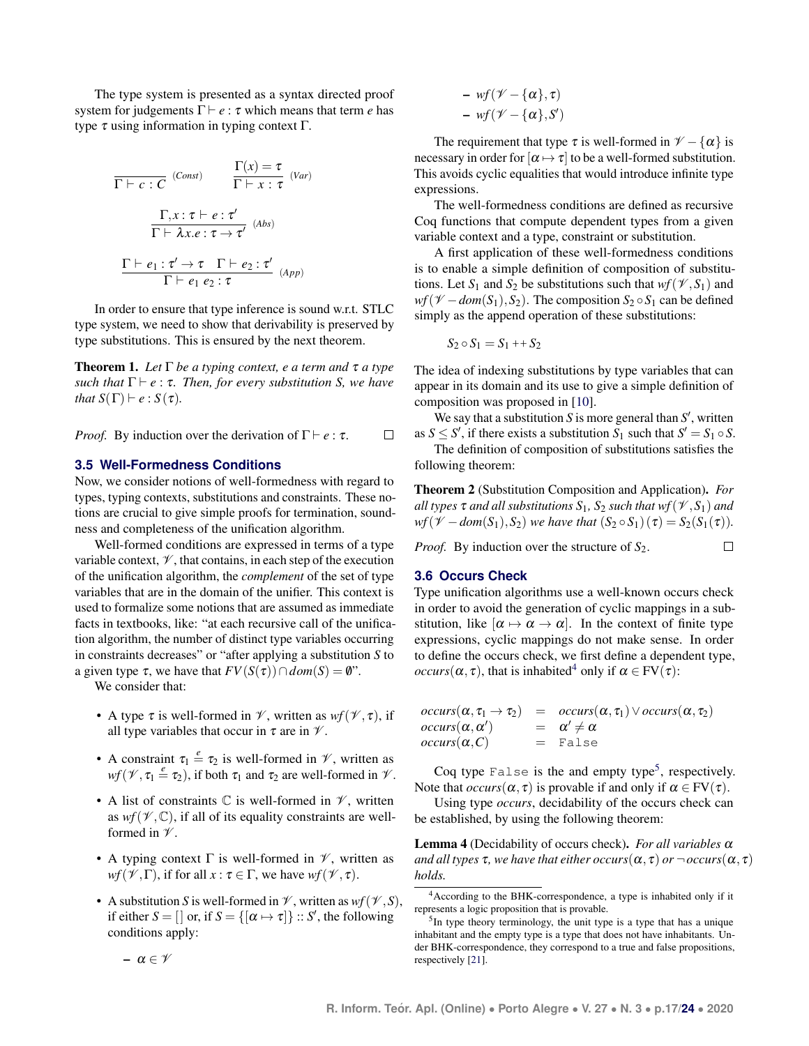The type system is presented as a syntax directed proof system for judgements $\Gamma \vdash e : \tau$ which means that term $e$ has type $\tau$ using information in typing context $\Gamma$.

$$\frac{}{\Gamma \vdash c : C} \; (Const) \qquad \frac{\Gamma(x) = \tau}{\Gamma \vdash x : \tau} \; (Var)$$

$$\frac{\Gamma, x : \tau \vdash e : \tau'}{\Gamma \vdash \lambda x.e : \tau \to \tau'} \; (Abs)$$

$$\frac{\Gamma \vdash e_1 : \tau' \to \tau \quad \Gamma \vdash e_2 : \tau'}{\Gamma \vdash e_1 \; e_2 : \tau} \; (App)$$

In order to ensure that type inference is sound w.r.t. STLC type system, we need to show that derivability is preserved by type substitutions. This is ensured by the next theorem.

**Theorem 1.** *Let $\Gamma$ be a typing context, $e$ a term and $\tau$ a type such that $\Gamma \vdash e : \tau$. Then, for every substitution $S$, we have that $S(\Gamma) \vdash e : S(\tau)$.*

*Proof.* By induction over the derivation of $\Gamma \vdash e : \tau$. □

### 3.5 Well-Formedness Conditions

Now, we consider notions of well-formedness with regard to types, typing contexts, substitutions and constraints. These notions are crucial to give simple proofs for termination, soundness and completeness of the unification algorithm.

Well-formed conditions are expressed in terms of a type variable context, $\mathscr{V}$, that contains, in each step of the execution of the unification algorithm, the *complement* of the set of type variables that are in the domain of the unifier. This context is used to formalize some notions that are assumed as immediate facts in textbooks, like: "at each recursive call of the unification algorithm, the number of distinct type variables occurring in constraints decreases" or "after applying a substitution $S$ to a given type $\tau$, we have that $FV(S(\tau)) \cap dom(S) = \emptyset$".

We consider that:

- A type $\tau$ is well-formed in $\mathscr{V}$, written as $wf(\mathscr{V}, \tau)$, if all type variables that occur in $\tau$ are in $\mathscr{V}$.
- A constraint $\tau_1 \stackrel{e}{=} \tau_2$ is well-formed in $\mathscr{V}$, written as $wf(\mathscr{V}, \tau_1 \stackrel{e}{=} \tau_2)$, if both $\tau_1$ and $\tau_2$ are well-formed in $\mathscr{V}$.
- A list of constraints $\mathbb{C}$ is well-formed in $\mathscr{V}$, written as $wf(\mathscr{V}, \mathbb{C})$, if all of its equality constraints are well-formed in $\mathscr{V}$.
- A typing context $\Gamma$ is well-formed in $\mathscr{V}$, written as $wf(\mathscr{V}, \Gamma)$, if for all $x : \tau \in \Gamma$, we have $wf(\mathscr{V}, \tau)$.
- A substitution $S$ is well-formed in $\mathscr{V}$, written as $wf(\mathscr{V}, S)$, if either $S = []$ or, if $S = \{[\alpha \mapsto \tau]\} :: S'$, the following conditions apply:
  - $\alpha \in \mathscr{V}$
  - $wf(\mathscr{V} - \{\alpha\}, \tau)$
  - $wf(\mathscr{V} - \{\alpha\}, S')$

The requirement that type $\tau$ is well-formed in $\mathscr{V} - \{\alpha\}$ is necessary in order for $[\alpha \mapsto \tau]$ to be a well-formed substitution. This avoids cyclic equalities that would introduce infinite type expressions.

The well-formedness conditions are defined as recursive Coq functions that compute dependent types from a given variable context and a type, constraint or substitution.

A first application of these well-formedness conditions is to enable a simple definition of composition of substitutions. Let $S_1$ and $S_2$ be substitutions such that $wf(\mathscr{V}, S_1)$ and $wf(\mathscr{V} - dom(S_1), S_2)$. The composition $S_2 \circ S_1$ can be defined simply as the append operation of these substitutions:

$$S_2 \circ S_1 = S_1 +\!\!+ S_2$$

The idea of indexing substitutions by type variables that can appear in its domain and its use to give a simple definition of composition was proposed in [10].

We say that a substitution $S$ is more general than $S'$, written as $S \leq S'$, if there exists a substitution $S_1$ such that $S' = S_1 \circ S$.

The definition of composition of substitutions satisfies the following theorem:

**Theorem 2** (Substitution Composition and Application)**.** *For all types $\tau$ and all substitutions $S_1$, $S_2$ such that $wf(\mathscr{V}, S_1)$ and $wf(\mathscr{V} - dom(S_1), S_2)$ we have that $(S_2 \circ S_1)(\tau) = S_2(S_1(\tau))$.*

*Proof.* By induction over the structure of $S_2$. □

### 3.6 Occurs Check

Type unification algorithms use a well-known occurs check in order to avoid the generation of cyclic mappings in a substitution, like $[\alpha \mapsto \alpha \to \alpha]$. In the context of finite type expressions, cyclic mappings do not make sense. In order to define the occurs check, we first define a dependent type, $occurs(\alpha, \tau)$, that is inhabited[4] only if $\alpha \in \mathrm{FV}(\tau)$:

$$\begin{array}{lcl} occurs(\alpha, \tau_1 \to \tau_2) & = & occurs(\alpha, \tau_1) \vee occurs(\alpha, \tau_2) \\ occurs(\alpha, \alpha') & = & \alpha' \neq \alpha \\ occurs(\alpha, C) & = & \texttt{False} \end{array}$$

Coq type `False` is the and empty type[5], respectively. Note that $occurs(\alpha, \tau)$ is provable if and only if $\alpha \in \mathrm{FV}(\tau)$.

Using type *occurs*, decidability of the occurs check can be established, by using the following theorem:

**Lemma 4** (Decidability of occurs check)**.** *For all variables $\alpha$ and all types $\tau$, we have that either $occurs(\alpha, \tau)$ or $\neg occurs(\alpha, \tau)$ holds.*

---

[4] According to the BHK-correspondence, a type is inhabited only if it represents a logic proposition that is provable.

[5] In type theory terminology, the unit type is a type that has a unique inhabitant and the empty type is a type that does not have inhabitants. Under BHK-correspondence, they correspond to a true and false propositions, respectively [21].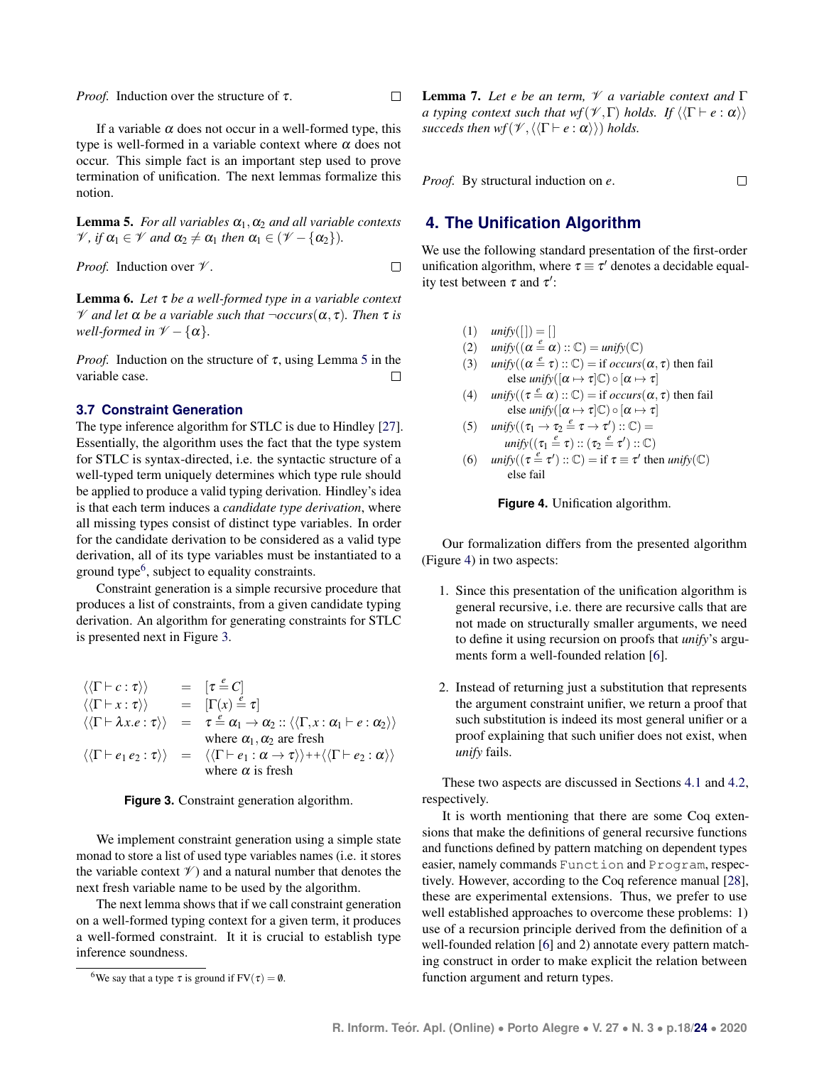*Proof.* Induction over the structure of $\tau$. □

If a variable $\alpha$ does not occur in a well-formed type, this type is well-formed in a variable context where $\alpha$ does not occur. This simple fact is an important step used to prove termination of unification. The next lemmas formalize this notion.

**Lemma 5.** *For all variables $\alpha_1, \alpha_2$ and all variable contexts $\mathscr{V}$, if $\alpha_1 \in \mathscr{V}$ and $\alpha_2 \neq \alpha_1$ then $\alpha_1 \in (\mathscr{V} - \{\alpha_2\})$.*

*Proof.* Induction over $\mathscr{V}$. □

**Lemma 6.** *Let $\tau$ be a well-formed type in a variable context $\mathscr{V}$ and let $\alpha$ be a variable such that $\neg occurs(\alpha, \tau)$. Then $\tau$ is well-formed in $\mathscr{V} - \{\alpha\}$.*

*Proof.* Induction on the structure of $\tau$, using Lemma 5 in the variable case. □

### 3.7 Constraint Generation

The type inference algorithm for STLC is due to Hindley [27]. Essentially, the algorithm uses the fact that the type system for STLC is syntax-directed, i.e. the syntactic structure of a well-typed term uniquely determines which type rule should be applied to produce a valid typing derivation. Hindley's idea is that each term induces a *candidate type derivation*, where all missing types consist of distinct type variables. In order for the candidate derivation to be considered as a valid type derivation, all of its type variables must be instantiated to a ground type[6], subject to equality constraints.

Constraint generation is a simple recursive procedure that produces a list of constraints, from a given candidate typing derivation. An algorithm for generating constraints for STLC is presented next in Figure 3.

$$
\begin{array}{lcl}
\langle\langle \Gamma \vdash c : \tau \rangle\rangle & = & [\tau \stackrel{e}{=} C] \\
\langle\langle \Gamma \vdash x : \tau \rangle\rangle & = & [\Gamma(x) \stackrel{e}{=} \tau] \\
\langle\langle \Gamma \vdash \lambda x.e : \tau \rangle\rangle & = & \tau \stackrel{e}{=} \alpha_1 \to \alpha_2 :: \langle\langle \Gamma, x : \alpha_1 \vdash e : \alpha_2 \rangle\rangle \\
 & & \text{where } \alpha_1, \alpha_2 \text{ are fresh} \\
\langle\langle \Gamma \vdash e_1\, e_2 : \tau \rangle\rangle & = & \langle\langle \Gamma \vdash e_1 : \alpha \to \tau \rangle\rangle +\!\!+ \langle\langle \Gamma \vdash e_2 : \alpha \rangle\rangle \\
 & & \text{where } \alpha \text{ is fresh}
\end{array}
$$

**Figure 3.** Constraint generation algorithm.

We implement constraint generation using a simple state monad to store a list of used type variables names (i.e. it stores the variable context $\mathscr{V}$) and a natural number that denotes the next fresh variable name to be used by the algorithm.

The next lemma shows that if we call constraint generation on a well-formed typing context for a given term, it produces a well-formed constraint. It it is crucial to establish type inference soundness.

[6] We say that a type $\tau$ is ground if $\text{FV}(\tau) = \emptyset$.

**Lemma 7.** *Let $e$ be an term, $\mathscr{V}$ a variable context and $\Gamma$ a typing context such that $wf(\mathscr{V}, \Gamma)$ holds. If $\langle\langle \Gamma \vdash e : \alpha \rangle\rangle$ succeds then $wf(\mathscr{V}, \langle\langle \Gamma \vdash e : \alpha \rangle\rangle)$ holds.*

*Proof.* By structural induction on $e$. □

## 4. The Unification Algorithm

We use the following standard presentation of the first-order unification algorithm, where $\tau \equiv \tau'$ denotes a decidable equality test between $\tau$ and $\tau'$:

$$
\begin{array}{ll}
(1) & unify([\,]) = [\,] \\
(2) & unify((\alpha \stackrel{e}{=} \alpha) :: \mathbb{C}) = unify(\mathbb{C}) \\
(3) & unify((\alpha \stackrel{e}{=} \tau) :: \mathbb{C}) = \text{if } occurs(\alpha, \tau) \text{ then fail} \\
 & \quad \text{else } unify([\alpha \mapsto \tau]\mathbb{C}) \circ [\alpha \mapsto \tau] \\
(4) & unify((\tau \stackrel{e}{=} \alpha) :: \mathbb{C}) = \text{if } occurs(\alpha, \tau) \text{ then fail} \\
 & \quad \text{else } unify([\alpha \mapsto \tau]\mathbb{C}) \circ [\alpha \mapsto \tau] \\
(5) & unify((\tau_1 \to \tau_2 \stackrel{e}{=} \tau \to \tau') :: \mathbb{C}) = \\
 & \quad unify((\tau_1 \stackrel{e}{=} \tau) :: (\tau_2 \stackrel{e}{=} \tau') :: \mathbb{C}) \\
(6) & unify((\tau \stackrel{e}{=} \tau') :: \mathbb{C}) = \text{if } \tau \equiv \tau' \text{ then } unify(\mathbb{C}) \\
 & \quad \text{else fail}
\end{array}
$$

**Figure 4.** Unification algorithm.

Our formalization differs from the presented algorithm (Figure 4) in two aspects:

1. Since this presentation of the unification algorithm is general recursive, i.e. there are recursive calls that are not made on structurally smaller arguments, we need to define it using recursion on proofs that *unify*'s arguments form a well-founded relation [6].

2. Instead of returning just a substitution that represents the argument constraint unifier, we return a proof that such substitution is indeed its most general unifier or a proof explaining that such unifier does not exist, when *unify* fails.

These two aspects are discussed in Sections 4.1 and 4.2, respectively.

It is worth mentioning that there are some Coq extensions that make the definitions of general recursive functions and functions defined by pattern matching on dependent types easier, namely commands `Function` and `Program`, respectively. However, according to the Coq reference manual [28], these are experimental extensions. Thus, we prefer to use well established approaches to overcome these problems: 1) use of a recursion principle derived from the definition of a well-founded relation [6] and 2) annotate every pattern matching construct in order to make explicit the relation between function argument and return types.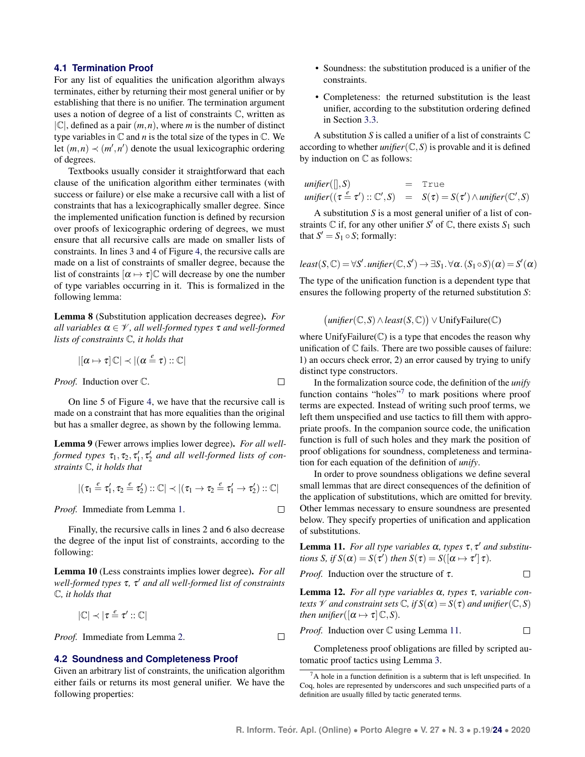### 4.1 Termination Proof

For any list of equalities the unification algorithm always terminates, either by returning their most general unifier or by establishing that there is no unifier. The termination argument uses a notion of degree of a list of constraints $\mathbb{C}$, written as $|\mathbb{C}|$, defined as a pair $(m,n)$, where $m$ is the number of distinct type variables in $\mathbb{C}$ and $n$ is the total size of the types in $\mathbb{C}$. We let $(m,n) \prec (m',n')$ denote the usual lexicographic ordering of degrees.

Textbooks usually consider it straightforward that each clause of the unification algorithm either terminates (with success or failure) or else make a recursive call with a list of constraints that has a lexicographically smaller degree. Since the implemented unification function is defined by recursion over proofs of lexicographic ordering of degrees, we must ensure that all recursive calls are made on smaller lists of constraints. In lines 3 and 4 of Figure 4, the recursive calls are made on a list of constraints of smaller degree, because the list of constraints $[\alpha \mapsto \tau]\mathbb{C}$ will decrease by one the number of type variables occurring in it. This is formalized in the following lemma:

**Lemma 8** (Substitution application decreases degree)**.** *For all variables $\alpha \in \mathscr{V}$, all well-formed types $\tau$ and well-formed lists of constraints $\mathbb{C}$, it holds that*

$$|[\alpha \mapsto \tau]\mathbb{C}| \prec |(\alpha \stackrel{e}{=} \tau) :: \mathbb{C}|$$

*Proof.* Induction over $\mathbb{C}$. □

On line 5 of Figure 4, we have that the recursive call is made on a constraint that has more equalities than the original but has a smaller degree, as shown by the following lemma.

**Lemma 9** (Fewer arrows implies lower degree)**.** *For all well-formed types $\tau_1, \tau_2, \tau_1', \tau_2'$ and all well-formed lists of constraints $\mathbb{C}$, it holds that*

$$|(\tau_1 \stackrel{e}{=} \tau_1', \tau_2 \stackrel{e}{=} \tau_2') :: \mathbb{C}| \prec |(\tau_1 \to \tau_2 \stackrel{e}{=} \tau_1' \to \tau_2') :: \mathbb{C}|$$

*Proof.* Immediate from Lemma 1. □

Finally, the recursive calls in lines 2 and 6 also decrease the degree of the input list of constraints, according to the following:

**Lemma 10** (Less constraints implies lower degree)**.** *For all well-formed types $\tau$, $\tau'$ and all well-formed list of constraints $\mathbb{C}$, it holds that*

$$|\mathbb{C}| \prec |\tau \stackrel{e}{=} \tau' :: \mathbb{C}|$$

*Proof.* Immediate from Lemma 2. □

### 4.2 Soundness and Completeness Proof

Given an arbitrary list of constraints, the unification algorithm either fails or returns its most general unifier. We have the following properties:

- Soundness: the substitution produced is a unifier of the constraints.
- Completeness: the returned substitution is the least unifier, according to the substitution ordering defined in Section 3.3.

A substitution $S$ is called a unifier of a list of constraints $\mathbb{C}$ according to whether *unifier*$(\mathbb{C}, S)$ is provable and it is defined by induction on $\mathbb{C}$ as follows:

$$\begin{array}{lcl} \textit{unifier}([], S) & = & \texttt{True} \\ \textit{unifier}((\tau \stackrel{e}{=} \tau') :: \mathbb{C}', S) & = & S(\tau) = S(\tau') \wedge \textit{unifier}(\mathbb{C}', S) \end{array}$$

A substitution $S$ is a most general unifier of a list of constraints $\mathbb{C}$ if, for any other unifier $S'$ of $\mathbb{C}$, there exists $S_1$ such that $S' = S_1 \circ S$; formally:

$$\textit{least}(S, \mathbb{C}) = \forall S'. \textit{unifier}(\mathbb{C}, S') \to \exists S_1. \forall \alpha. (S_1 \circ S)(\alpha) = S'(\alpha)$$

The type of the unification function is a dependent type that ensures the following property of the returned substitution $S$:

$$(\textit{unifier}(\mathbb{C}, S) \wedge \textit{least}(S, \mathbb{C})) \vee \text{UnifyFailure}(\mathbb{C})$$

where UnifyFailure($\mathbb{C}$) is a type that encodes the reason why unification of $\mathbb{C}$ fails. There are two possible causes of failure: 1) an occurs check error, 2) an error caused by trying to unify distinct type constructors.

In the formalization source code, the definition of the *unify* function contains "holes"[7] to mark positions where proof terms are expected. Instead of writing such proof terms, we left them unspecified and use tactics to fill them with appropriate proofs. In the companion source code, the unification function is full of such holes and they mark the position of proof obligations for soundness, completeness and termination for each equation of the definition of *unify*.

In order to prove soundness obligations we define several small lemmas that are direct consequences of the definition of the application of substitutions, which are omitted for brevity. Other lemmas necessary to ensure soundness are presented below. They specify properties of unification and application of substitutions.

**Lemma 11.** *For all type variables $\alpha$, types $\tau, \tau'$ and substitutions $S$, if $S(\alpha) = S(\tau')$ then $S(\tau) = S([\alpha \mapsto \tau']\,\tau)$.*

*Proof.* Induction over the structure of $\tau$. □

**Lemma 12.** *For all type variables $\alpha$, types $\tau$, variable contexts $\mathscr{V}$ and constraint sets $\mathbb{C}$, if $S(\alpha) = S(\tau)$ and unifier$(\mathbb{C}, S)$ then unifier$([\alpha \mapsto \tau]\,\mathbb{C}, S)$.*

*Proof.* Induction over $\mathbb{C}$ using Lemma 11. □

Completeness proof obligations are filled by scripted automatic proof tactics using Lemma 3.

[7] A hole in a function definition is a subterm that is left unspecified. In Coq, holes are represented by underscores and such unspecified parts of a definition are usually filled by tactic generated terms.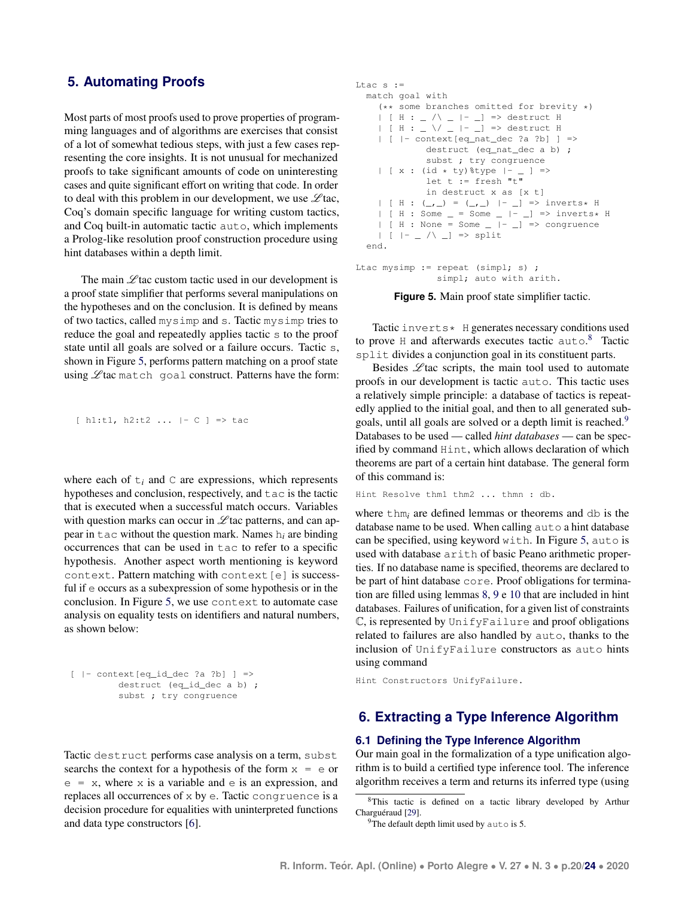## 5. Automating Proofs

Most parts of most proofs used to prove properties of programming languages and of algorithms are exercises that consist of a lot of somewhat tedious steps, with just a few cases representing the core insights. It is not unusual for mechanized proofs to take significant amounts of code on uninteresting cases and quite significant effort on writing that code. In order to deal with this problem in our development, we use $\mathscr{L}$tac, Coq's domain specific language for writing custom tactics, and Coq built-in automatic tactic `auto`, which implements a Prolog-like resolution proof construction procedure using hint databases within a depth limit.

The main $\mathscr{L}$tac custom tactic used in our development is a proof state simplifier that performs several manipulations on the hypotheses and on the conclusion. It is defined by means of two tactics, called `mysimp` and `s`. Tactic `mysimp` tries to reduce the goal and repeatedly applies tactic `s` to the proof state until all goals are solved or a failure occurs. Tactic `s`, shown in Figure 5, performs pattern matching on a proof state using $\mathscr{L}$tac `match goal` construct. Patterns have the form:

```
[ h1:t1, h2:t2 ... |- C ] => tac
```

where each of $t_i$ and `C` are expressions, which represents hypotheses and conclusion, respectively, and `tac` is the tactic that is executed when a successful match occurs. Variables with question marks can occur in $\mathscr{L}$tac patterns, and can appear in `tac` without the question mark. Names $h_i$ are binding occurrences that can be used in `tac` to refer to a specific hypothesis. Another aspect worth mentioning is keyword `context`. Pattern matching with `context[e]` is successful if `e` occurs as a subexpression of some hypothesis or in the conclusion. In Figure 5, we use `context` to automate case analysis on equality tests on identifiers and natural numbers, as shown below:

```
[ |- context[eq_id_dec ?a ?b] ] =>
         destruct (eq_id_dec a b) ;
         subst ; try congruence
```

Tactic `destruct` performs case analysis on a term, `subst` searchs the context for a hypothesis of the form `x = e` or `e = x`, where `x` is a variable and `e` is an expression, and replaces all occurrences of `x` by `e`. Tactic `congruence` is a decision procedure for equalities with uninterpreted functions and data type constructors [6].

```
Ltac s :=
  match goal with
    (** some branches omitted for brevity *)
    | [ H : _ /\ _ |- _] => destruct H
    | [ H : _ \/ _ |- _] => destruct H
    | [ |- context[eq_nat_dec ?a ?b] ] =>
             destruct (eq_nat_dec a b) ;
             subst ; try congruence
    | [ x : (id * ty)%type |- _ ] =>
             let t := fresh "t"
             in destruct x as [x t]
    | [ H : (_,_) = (_,_) |- _] => inverts* H
    | [ H : Some _ = Some _ |- _] => inverts* H
    | [ H : None = Some _ |- _] => congruence
    | [ |- _ /\ _] => split
  end.

Ltac mysimp := repeat (simpl; s) ;
               simpl; auto with arith.
```

**Figure 5.** Main proof state simplifier tactic.

Tactic `inverts* H` generates necessary conditions used to prove `H` and afterwards executes tactic `auto`.[8] Tactic `split` divides a conjunction goal in its constituent parts.

Besides $\mathscr{L}$tac scripts, the main tool used to automate proofs in our development is tactic `auto`. This tactic uses a relatively simple principle: a database of tactics is repeatedly applied to the initial goal, and then to all generated subgoals, until all goals are solved or a depth limit is reached.[9] Databases to be used — called *hint databases* — can be specified by command `Hint`, which allows declaration of which theorems are part of a certain hint database. The general form of this command is:

```
Hint Resolve thm1 thm2 ... thmn : db.
```

where $\texttt{thm}_i$ are defined lemmas or theorems and `db` is the database name to be used. When calling `auto` a hint database can be specified, using keyword `with`. In Figure 5, `auto` is used with database `arith` of basic Peano arithmetic properties. If no database name is specified, theorems are declared to be part of hint database `core`. Proof obligations for termination are filled using lemmas 8, 9 e 10 that are included in hint databases. Failures of unification, for a given list of constraints $\mathbb{C}$, is represented by `UnifyFailure` and proof obligations related to failures are also handled by `auto`, thanks to the inclusion of `UnifyFailure` constructors as `auto` hints using command

```
Hint Constructors UnifyFailure.
```

## 6. Extracting a Type Inference Algorithm

### 6.1 Defining the Type Inference Algorithm

Our main goal in the formalization of a type unification algorithm is to build a certified type inference tool. The inference algorithm receives a term and returns its inferred type (using

[8] This tactic is defined on a tactic library developed by Arthur Charguéraud [29].

[9] The default depth limit used by `auto` is 5.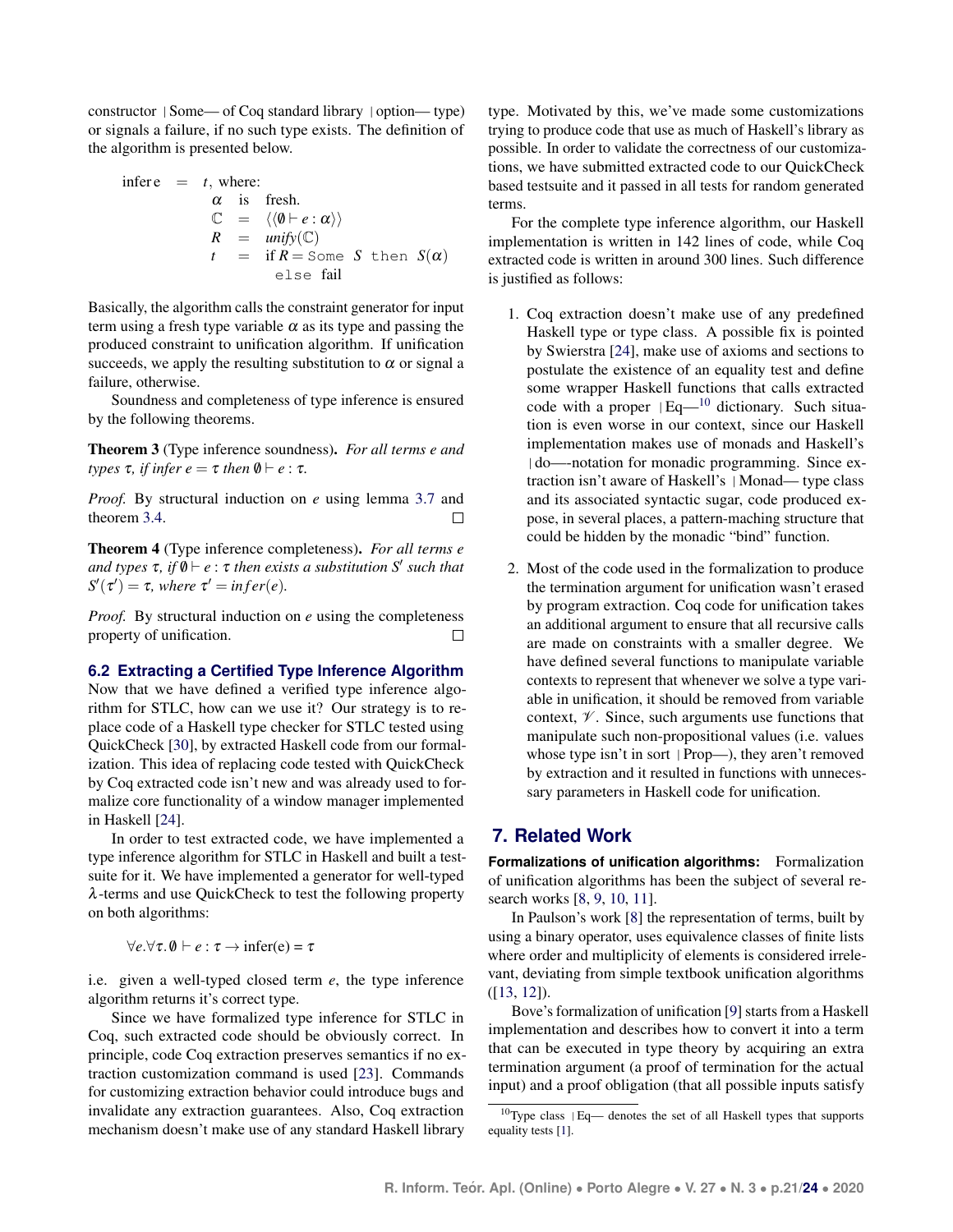constructor Some of Coq standard library option type) or signals a failure, if no such type exists. The definition of the algorithm is presented below.

$$
\begin{array}{rcl}
\text{infer}\ e & = & t, \text{ where:} \\
 & & \alpha \quad \text{is} \quad \text{fresh.} \\
 & & \mathbb{C} \quad = \quad \langle\langle \emptyset \vdash e : \alpha \rangle\rangle \\
 & & R \quad = \quad \textit{unify}(\mathbb{C}) \\
 & & t \quad = \quad \text{if } R = \texttt{Some}\ S\ \texttt{then}\ S(\alpha) \\
 & & \qquad\quad \texttt{else}\ \text{fail}
\end{array}
$$

Basically, the algorithm calls the constraint generator for input term using a fresh type variable $\alpha$ as its type and passing the produced constraint to unification algorithm. If unification succeeds, we apply the resulting substitution to $\alpha$ or signal a failure, otherwise.

Soundness and completeness of type inference is ensured by the following theorems.

**Theorem 3** (Type inference soundness). *For all terms $e$ and types $\tau$, if infer $e = \tau$ then $\emptyset \vdash e : \tau$.*

*Proof.* By structural induction on $e$ using lemma 3.7 and theorem 3.4. □

**Theorem 4** (Type inference completeness). *For all terms $e$ and types $\tau$, if $\emptyset \vdash e : \tau$ then exists a substitution $S'$ such that $S'(\tau') = \tau$, where $\tau' = infer(e)$.*

*Proof.* By structural induction on $e$ using the completeness property of unification. □

### 6.2 Extracting a Certified Type Inference Algorithm

Now that we have defined a verified type inference algorithm for STLC, how can we use it? Our strategy is to replace code of a Haskell type checker for STLC tested using QuickCheck [30], by extracted Haskell code from our formalization. This idea of replacing code tested with QuickCheck by Coq extracted code isn't new and was already used to formalize core functionality of a window manager implemented in Haskell [24].

In order to test extracted code, we have implemented a type inference algorithm for STLC in Haskell and built a testsuite for it. We have implemented a generator for well-typed $\lambda$-terms and use QuickCheck to test the following property on both algorithms:

$$\forall e. \forall \tau. \emptyset \vdash e : \tau \rightarrow \text{infer(e)} = \tau$$

i.e. given a well-typed closed term $e$, the type inference algorithm returns it's correct type.

Since we have formalized type inference for STLC in Coq, such extracted code should be obviously correct. In principle, code Coq extraction preserves semantics if no extraction customization command is used [23]. Commands for customizing extraction behavior could introduce bugs and invalidate any extraction guarantees. Also, Coq extraction mechanism doesn't make use of any standard Haskell library type. Motivated by this, we've made some customizations trying to produce code that use as much of Haskell's library as possible. In order to validate the correctness of our customizations, we have submitted extracted code to our QuickCheck based testsuite and it passed in all tests for random generated terms.

For the complete type inference algorithm, our Haskell implementation is written in 142 lines of code, while Coq extracted code is written in around 300 lines. Such difference is justified as follows:

1. Coq extraction doesn't make use of any predefined Haskell type or type class. A possible fix is pointed by Swierstra [24], make use of axioms and sections to postulate the existence of an equality test and define some wrapper Haskell functions that calls extracted code with a proper Eq[10] dictionary. Such situation is even worse in our context, since our Haskell implementation makes use of monads and Haskell's do-notation for monadic programming. Since extraction isn't aware of Haskell's Monad type class and its associated syntactic sugar, code produced expose, in several places, a pattern-maching structure that could be hidden by the monadic "bind" function.

2. Most of the code used in the formalization to produce the termination argument for unification wasn't erased by program extraction. Coq code for unification takes an additional argument to ensure that all recursive calls are made on constraints with a smaller degree. We have defined several functions to manipulate variable contexts to represent that whenever we solve a type variable in unification, it should be removed from variable context, $\mathscr{V}$. Since, such arguments use functions that manipulate such non-propositional values (i.e. values whose type isn't in sort Prop), they aren't removed by extraction and it resulted in functions with unnecessary parameters in Haskell code for unification.

## 7. Related Work

**Formalizations of unification algorithms:** Formalization of unification algorithms has been the subject of several research works [8, 9, 10, 11].

In Paulson's work [8] the representation of terms, built by using a binary operator, uses equivalence classes of finite lists where order and multiplicity of elements is considered irrelevant, deviating from simple textbook unification algorithms ([13, 12]).

Bove's formalization of unification [9] starts from a Haskell implementation and describes how to convert it into a term that can be executed in type theory by acquiring an extra termination argument (a proof of termination for the actual input) and a proof obligation (that all possible inputs satisfy

[10] Type class Eq denotes the set of all Haskell types that supports equality tests [1].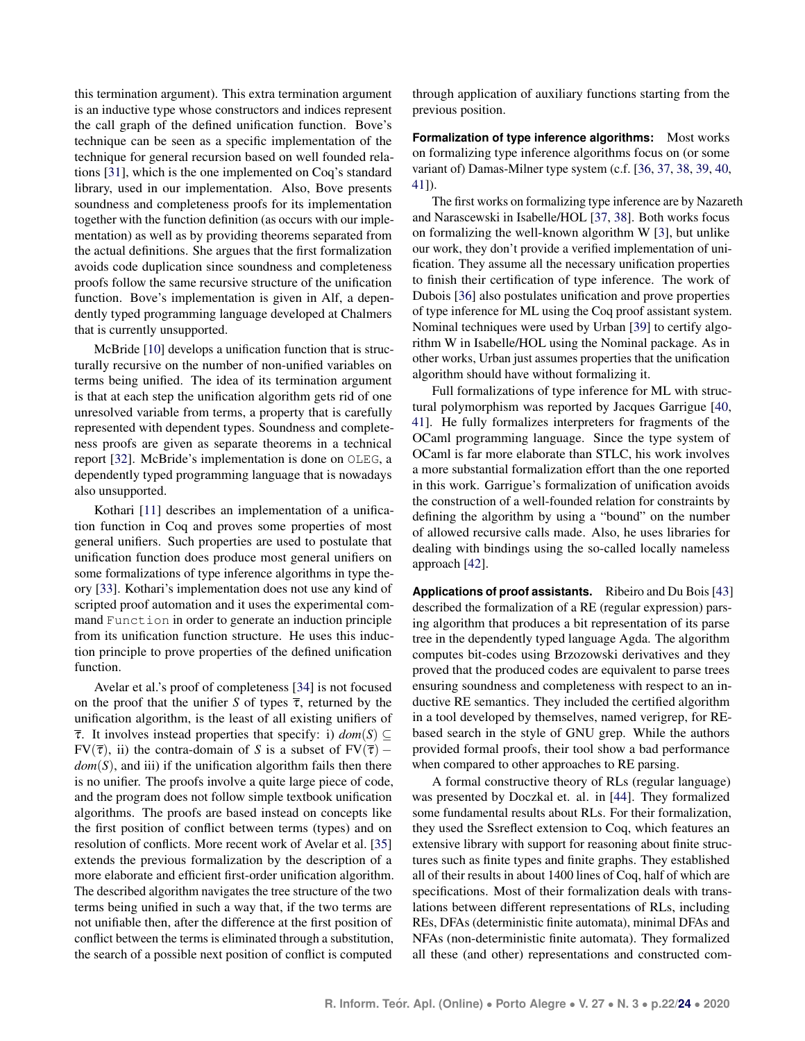this termination argument). This extra termination argument is an inductive type whose constructors and indices represent the call graph of the defined unification function. Bove's technique can be seen as a specific implementation of the technique for general recursion based on well founded relations [31], which is the one implemented on Coq's standard library, used in our implementation. Also, Bove presents soundness and completeness proofs for its implementation together with the function definition (as occurs with our implementation) as well as by providing theorems separated from the actual definitions. She argues that the first formalization avoids code duplication since soundness and completeness proofs follow the same recursive structure of the unification function. Bove's implementation is given in Alf, a dependently typed programming language developed at Chalmers that is currently unsupported.

McBride [10] develops a unification function that is structurally recursive on the number of non-unified variables on terms being unified. The idea of its termination argument is that at each step the unification algorithm gets rid of one unresolved variable from terms, a property that is carefully represented with dependent types. Soundness and completeness proofs are given as separate theorems in a technical report [32]. McBride's implementation is done on `OLEG`, a dependently typed programming language that is nowadays also unsupported.

Kothari [11] describes an implementation of a unification function in Coq and proves some properties of most general unifiers. Such properties are used to postulate that unification function does produce most general unifiers on some formalizations of type inference algorithms in type theory [33]. Kothari's implementation does not use any kind of scripted proof automation and it uses the experimental command `Function` in order to generate an induction principle from its unification function structure. He uses this induction principle to prove properties of the defined unification function.

Avelar et al.'s proof of completeness [34] is not focused on the proof that the unifier $S$ of types $\overline{\tau}$, returned by the unification algorithm, is the least of all existing unifiers of $\overline{\tau}$. It involves instead properties that specify: i) $dom(S) \subseteq \mathrm{FV}(\overline{\tau})$, ii) the contra-domain of $S$ is a subset of $\mathrm{FV}(\overline{\tau}) - dom(S)$, and iii) if the unification algorithm fails then there is no unifier. The proofs involve a quite large piece of code, and the program does not follow simple textbook unification algorithms. The proofs are based instead on concepts like the first position of conflict between terms (types) and on resolution of conflicts. More recent work of Avelar et al. [35] extends the previous formalization by the description of a more elaborate and efficient first-order unification algorithm. The described algorithm navigates the tree structure of the two terms being unified in such a way that, if the two terms are not unifiable then, after the difference at the first position of conflict between the terms is eliminated through a substitution, the search of a possible next position of conflict is computed through application of auxiliary functions starting from the previous position.

**Formalization of type inference algorithms:** Most works on formalizing type inference algorithms focus on (or some variant of) Damas-Milner type system (c.f. [36, 37, 38, 39, 40, 41]).

The first works on formalizing type inference are by Nazareth and Narascewski in Isabelle/HOL [37, 38]. Both works focus on formalizing the well-known algorithm W [3], but unlike our work, they don't provide a verified implementation of unification. They assume all the necessary unification properties to finish their certification of type inference. The work of Dubois [36] also postulates unification and prove properties of type inference for ML using the Coq proof assistant system. Nominal techniques were used by Urban [39] to certify algorithm W in Isabelle/HOL using the Nominal package. As in other works, Urban just assumes properties that the unification algorithm should have without formalizing it.

Full formalizations of type inference for ML with structural polymorphism was reported by Jacques Garrigue [40, 41]. He fully formalizes interpreters for fragments of the OCaml programming language. Since the type system of OCaml is far more elaborate than STLC, his work involves a more substantial formalization effort than the one reported in this work. Garrigue's formalization of unification avoids the construction of a well-founded relation for constraints by defining the algorithm by using a "bound" on the number of allowed recursive calls made. Also, he uses libraries for dealing with bindings using the so-called locally nameless approach [42].

**Applications of proof assistants.** Ribeiro and Du Bois [43] described the formalization of a RE (regular expression) parsing algorithm that produces a bit representation of its parse tree in the dependently typed language Agda. The algorithm computes bit-codes using Brzozowski derivatives and they proved that the produced codes are equivalent to parse trees ensuring soundness and completeness with respect to an inductive RE semantics. They included the certified algorithm in a tool developed by themselves, named verigrep, for RE-based search in the style of GNU grep. While the authors provided formal proofs, their tool show a bad performance when compared to other approaches to RE parsing.

A formal constructive theory of RLs (regular language) was presented by Doczkal et. al. in [44]. They formalized some fundamental results about RLs. For their formalization, they used the Ssreflect extension to Coq, which features an extensive library with support for reasoning about finite structures such as finite types and finite graphs. They established all of their results in about 1400 lines of Coq, half of which are specifications. Most of their formalization deals with translations between different representations of RLs, including REs, DFAs (deterministic finite automata), minimal DFAs and NFAs (non-deterministic finite automata). They formalized all these (and other) representations and constructed com-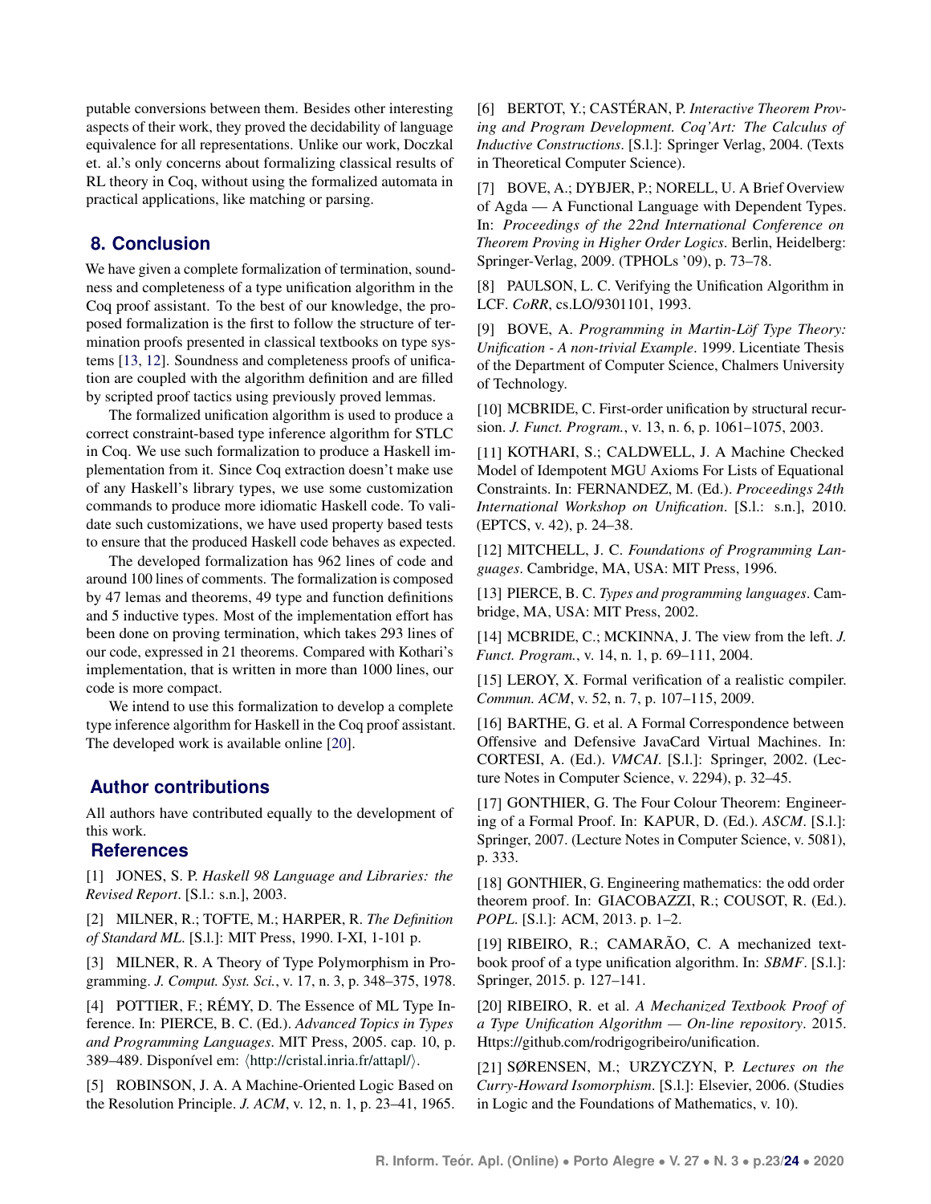putable conversions between them. Besides other interesting aspects of their work, they proved the decidability of language equivalence for all representations. Unlike our work, Doczkal et. al.'s only concerns about formalizing classical results of RL theory in Coq, without using the formalized automata in practical applications, like matching or parsing.

## 8. Conclusion

We have given a complete formalization of termination, soundness and completeness of a type unification algorithm in the Coq proof assistant. To the best of our knowledge, the proposed formalization is the first to follow the structure of termination proofs presented in classical textbooks on type systems [13, 12]. Soundness and completeness proofs of unification are coupled with the algorithm definition and are filled by scripted proof tactics using previously proved lemmas.

The formalized unification algorithm is used to produce a correct constraint-based type inference algorithm for STLC in Coq. We use such formalization to produce a Haskell implementation from it. Since Coq extraction doesn't make use of any Haskell's library types, we use some customization commands to produce more idiomatic Haskell code. To validate such customizations, we have used property based tests to ensure that the produced Haskell code behaves as expected.

The developed formalization has 962 lines of code and around 100 lines of comments. The formalization is composed by 47 lemas and theorems, 49 type and function definitions and 5 inductive types. Most of the implementation effort has been done on proving termination, which takes 293 lines of our code, expressed in 21 theorems. Compared with Kothari's implementation, that is written in more than 1000 lines, our code is more compact.

We intend to use this formalization to develop a complete type inference algorithm for Haskell in the Coq proof assistant. The developed work is available online [20].

## Author contributions

All authors have contributed equally to the development of this work.

## References

[1] JONES, S. P. *Haskell 98 Language and Libraries: the Revised Report*. [S.l.: s.n.], 2003.

[2] MILNER, R.; TOFTE, M.; HARPER, R. *The Definition of Standard ML*. [S.l.]: MIT Press, 1990. I-XI, 1-101 p.

[3] MILNER, R. A Theory of Type Polymorphism in Programming. *J. Comput. Syst. Sci.*, v. 17, n. 3, p. 348–375, 1978.

[4] POTTIER, F.; RÉMY, D. The Essence of ML Type Inference. In: PIERCE, B. C. (Ed.). *Advanced Topics in Types and Programming Languages*. MIT Press, 2005. cap. 10, p. 389–489. Disponível em: ⟨http://cristal.inria.fr/attapl/⟩.

[5] ROBINSON, J. A. A Machine-Oriented Logic Based on the Resolution Principle. *J. ACM*, v. 12, n. 1, p. 23–41, 1965.

[6] BERTOT, Y.; CASTÉRAN, P. *Interactive Theorem Proving and Program Development. Coq'Art: The Calculus of Inductive Constructions*. [S.l.]: Springer Verlag, 2004. (Texts in Theoretical Computer Science).

[7] BOVE, A.; DYBJER, P.; NORELL, U. A Brief Overview of Agda — A Functional Language with Dependent Types. In: *Proceedings of the 22nd International Conference on Theorem Proving in Higher Order Logics*. Berlin, Heidelberg: Springer-Verlag, 2009. (TPHOLs '09), p. 73–78.

[8] PAULSON, L. C. Verifying the Unification Algorithm in LCF. *CoRR*, cs.LO/9301101, 1993.

[9] BOVE, A. *Programming in Martin-Löf Type Theory: Unification - A non-trivial Example*. 1999. Licentiate Thesis of the Department of Computer Science, Chalmers University of Technology.

[10] MCBRIDE, C. First-order unification by structural recursion. *J. Funct. Program.*, v. 13, n. 6, p. 1061–1075, 2003.

[11] KOTHARI, S.; CALDWELL, J. A Machine Checked Model of Idempotent MGU Axioms For Lists of Equational Constraints. In: FERNANDEZ, M. (Ed.). *Proceedings 24th International Workshop on Unification*. [S.l.: s.n.], 2010. (EPTCS, v. 42), p. 24–38.

[12] MITCHELL, J. C. *Foundations of Programming Languages*. Cambridge, MA, USA: MIT Press, 1996.

[13] PIERCE, B. C. *Types and programming languages*. Cambridge, MA, USA: MIT Press, 2002.

[14] MCBRIDE, C.; MCKINNA, J. The view from the left. *J. Funct. Program.*, v. 14, n. 1, p. 69–111, 2004.

[15] LEROY, X. Formal verification of a realistic compiler. *Commun. ACM*, v. 52, n. 7, p. 107–115, 2009.

[16] BARTHE, G. et al. A Formal Correspondence between Offensive and Defensive JavaCard Virtual Machines. In: CORTESI, A. (Ed.). *VMCAI*. [S.l.]: Springer, 2002. (Lecture Notes in Computer Science, v. 2294), p. 32–45.

[17] GONTHIER, G. The Four Colour Theorem: Engineering of a Formal Proof. In: KAPUR, D. (Ed.). *ASCM*. [S.l.]: Springer, 2007. (Lecture Notes in Computer Science, v. 5081), p. 333.

[18] GONTHIER, G. Engineering mathematics: the odd order theorem proof. In: GIACOBAZZI, R.; COUSOT, R. (Ed.). *POPL*. [S.l.]: ACM, 2013. p. 1–2.

[19] RIBEIRO, R.; CAMARÃO, C. A mechanized textbook proof of a type unification algorithm. In: *SBMF*. [S.l.]: Springer, 2015. p. 127–141.

[20] RIBEIRO, R. et al. *A Mechanized Textbook Proof of a Type Unification Algorithm — On-line repository*. 2015. Https://github.com/rodrigogribeiro/unification.

[21] SØRENSEN, M.; URZYCZYN, P. *Lectures on the Curry-Howard Isomorphism*. [S.l.]: Elsevier, 2006. (Studies in Logic and the Foundations of Mathematics, v. 10).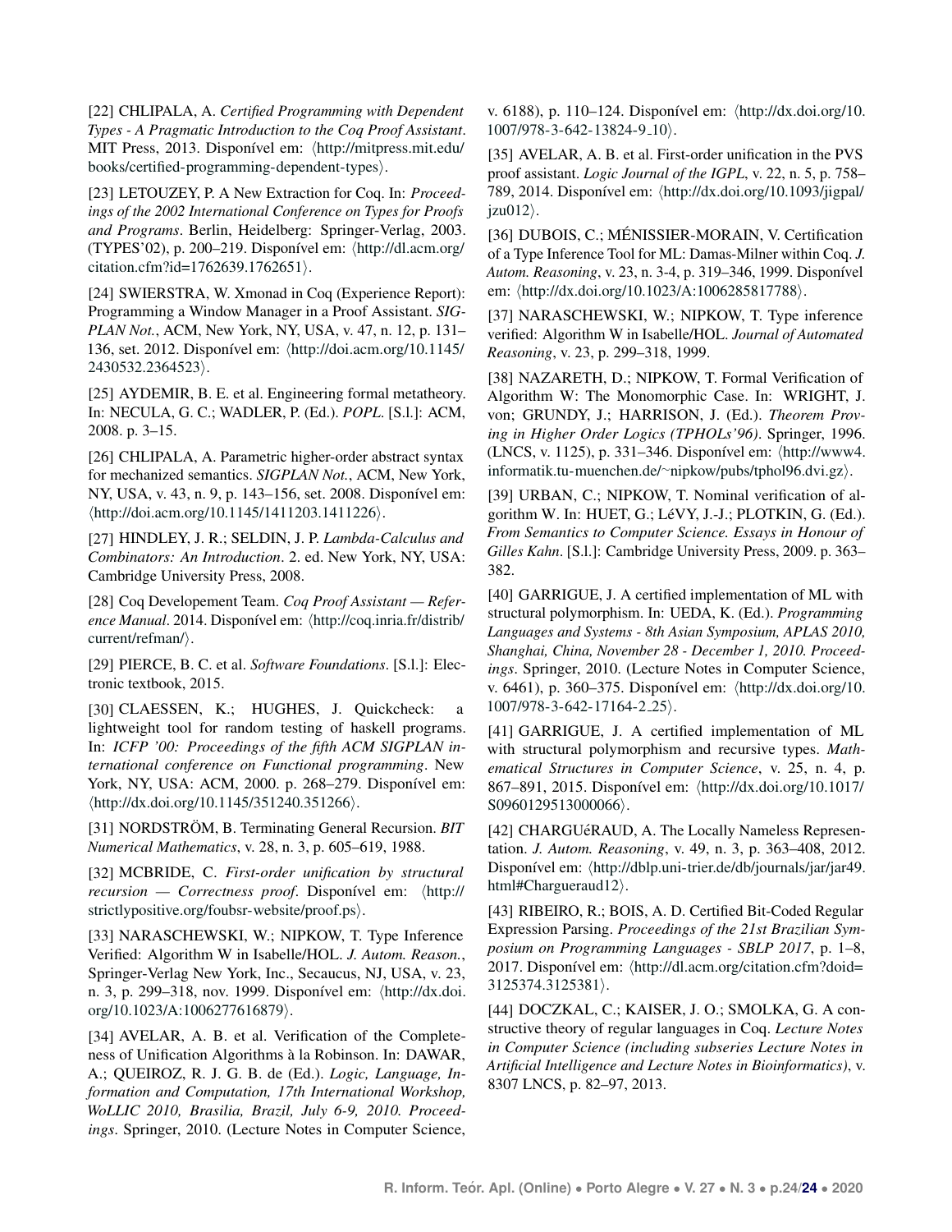[22] CHLIPALA, A. *Certified Programming with Dependent Types - A Pragmatic Introduction to the Coq Proof Assistant*. MIT Press, 2013. Disponível em: ⟨http://mitpress.mit.edu/books/certified-programming-dependent-types⟩.

[23] LETOUZEY, P. A New Extraction for Coq. In: *Proceedings of the 2002 International Conference on Types for Proofs and Programs*. Berlin, Heidelberg: Springer-Verlag, 2003. (TYPES'02), p. 200–219. Disponível em: ⟨http://dl.acm.org/citation.cfm?id=1762639.1762651⟩.

[24] SWIERSTRA, W. Xmonad in Coq (Experience Report): Programming a Window Manager in a Proof Assistant. *SIGPLAN Not.*, ACM, New York, NY, USA, v. 47, n. 12, p. 131–136, set. 2012. Disponível em: ⟨http://doi.acm.org/10.1145/2430532.2364523⟩.

[25] AYDEMIR, B. E. et al. Engineering formal metatheory. In: NECULA, G. C.; WADLER, P. (Ed.). *POPL*. [S.l.]: ACM, 2008. p. 3–15.

[26] CHLIPALA, A. Parametric higher-order abstract syntax for mechanized semantics. *SIGPLAN Not.*, ACM, New York, NY, USA, v. 43, n. 9, p. 143–156, set. 2008. Disponível em: ⟨http://doi.acm.org/10.1145/1411203.1411226⟩.

[27] HINDLEY, J. R.; SELDIN, J. P. *Lambda-Calculus and Combinators: An Introduction*. 2. ed. New York, NY, USA: Cambridge University Press, 2008.

[28] Coq Developement Team. *Coq Proof Assistant — Reference Manual*. 2014. Disponível em: ⟨http://coq.inria.fr/distrib/current/refman/⟩.

[29] PIERCE, B. C. et al. *Software Foundations*. [S.l.]: Electronic textbook, 2015.

[30] CLAESSEN, K.; HUGHES, J. Quickcheck: a lightweight tool for random testing of haskell programs. In: *ICFP '00: Proceedings of the fifth ACM SIGPLAN international conference on Functional programming*. New York, NY, USA: ACM, 2000. p. 268–279. Disponível em: ⟨http://dx.doi.org/10.1145/351240.351266⟩.

[31] NORDSTRÖM, B. Terminating General Recursion. *BIT Numerical Mathematics*, v. 28, n. 3, p. 605–619, 1988.

[32] MCBRIDE, C. *First-order unification by structural recursion — Correctness proof*. Disponível em: ⟨http://strictlypositive.org/foubsr-website/proof.ps⟩.

[33] NARASCHEWSKI, W.; NIPKOW, T. Type Inference Verified: Algorithm W in Isabelle/HOL. *J. Autom. Reason.*, Springer-Verlag New York, Inc., Secaucus, NJ, USA, v. 23, n. 3, p. 299–318, nov. 1999. Disponível em: ⟨http://dx.doi.org/10.1023/A:1006277616879⟩.

[34] AVELAR, A. B. et al. Verification of the Completeness of Unification Algorithms à la Robinson. In: DAWAR, A.; QUEIROZ, R. J. G. B. de (Ed.). *Logic, Language, Information and Computation, 17th International Workshop, WoLLIC 2010, Brasilia, Brazil, July 6-9, 2010. Proceedings*. Springer, 2010. (Lecture Notes in Computer Science, v. 6188), p. 110–124. Disponível em: ⟨http://dx.doi.org/10.1007/978-3-642-13824-9_10⟩.

[35] AVELAR, A. B. et al. First-order unification in the PVS proof assistant. *Logic Journal of the IGPL*, v. 22, n. 5, p. 758–789, 2014. Disponível em: ⟨http://dx.doi.org/10.1093/jigpal/jzu012⟩.

[36] DUBOIS, C.; MÉNISSIER-MORAIN, V. Certification of a Type Inference Tool for ML: Damas-Milner within Coq. *J. Autom. Reasoning*, v. 23, n. 3-4, p. 319–346, 1999. Disponível em: ⟨http://dx.doi.org/10.1023/A:1006285817788⟩.

[37] NARASCHEWSKI, W.; NIPKOW, T. Type inference verified: Algorithm W in Isabelle/HOL. *Journal of Automated Reasoning*, v. 23, p. 299–318, 1999.

[38] NAZARETH, D.; NIPKOW, T. Formal Verification of Algorithm W: The Monomorphic Case. In: WRIGHT, J. von; GRUNDY, J.; HARRISON, J. (Ed.). *Theorem Proving in Higher Order Logics (TPHOLs'96)*. Springer, 1996. (LNCS, v. 1125), p. 331–346. Disponível em: ⟨http://www4.informatik.tu-muenchen.de/~nipkow/pubs/tphol96.dvi.gz⟩.

[39] URBAN, C.; NIPKOW, T. Nominal verification of algorithm W. In: HUET, G.; LéVY, J.-J.; PLOTKIN, G. (Ed.). *From Semantics to Computer Science. Essays in Honour of Gilles Kahn*. [S.l.]: Cambridge University Press, 2009. p. 363–382.

[40] GARRIGUE, J. A certified implementation of ML with structural polymorphism. In: UEDA, K. (Ed.). *Programming Languages and Systems - 8th Asian Symposium, APLAS 2010, Shanghai, China, November 28 - December 1, 2010. Proceedings*. Springer, 2010. (Lecture Notes in Computer Science, v. 6461), p. 360–375. Disponível em: ⟨http://dx.doi.org/10.1007/978-3-642-17164-2_25⟩.

[41] GARRIGUE, J. A certified implementation of ML with structural polymorphism and recursive types. *Mathematical Structures in Computer Science*, v. 25, n. 4, p. 867–891, 2015. Disponível em: ⟨http://dx.doi.org/10.1017/S0960129513000066⟩.

[42] CHARGUéRAUD, A. The Locally Nameless Representation. *J. Autom. Reasoning*, v. 49, n. 3, p. 363–408, 2012. Disponível em: ⟨http://dblp.uni-trier.de/db/journals/jar/jar49.html#Chargueraud12⟩.

[43] RIBEIRO, R.; BOIS, A. D. Certified Bit-Coded Regular Expression Parsing. *Proceedings of the 21st Brazilian Symposium on Programming Languages - SBLP 2017*, p. 1–8, 2017. Disponível em: ⟨http://dl.acm.org/citation.cfm?doid=3125374.3125381⟩.

[44] DOCZKAL, C.; KAISER, J. O.; SMOLKA, G. A constructive theory of regular languages in Coq. *Lecture Notes in Computer Science (including subseries Lecture Notes in Artificial Intelligence and Lecture Notes in Bioinformatics)*, v. 8307 LNCS, p. 82–97, 2013.